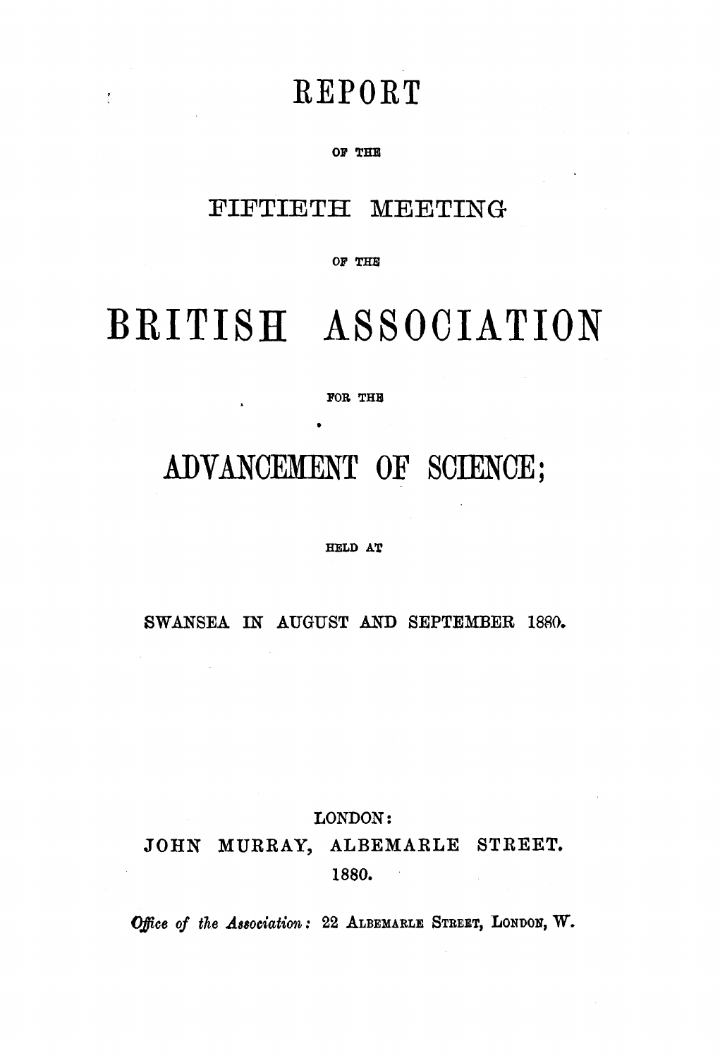# REPORT

OF THE

## FIFTIETH MEETING

OF THE

# BRITISH ASSOCIATION

FOR THE

## ADVANCEMENT OF SCIENCE;

HELD AT

SWANSEA IN AUGUST AND SEPTEMBER 1880.

LONDON:
JOHN MURRAY, ALBEMARLE STREET.
1880.

*Office of the Association:* 22 ALBEMARLE STREET, LONDON, W.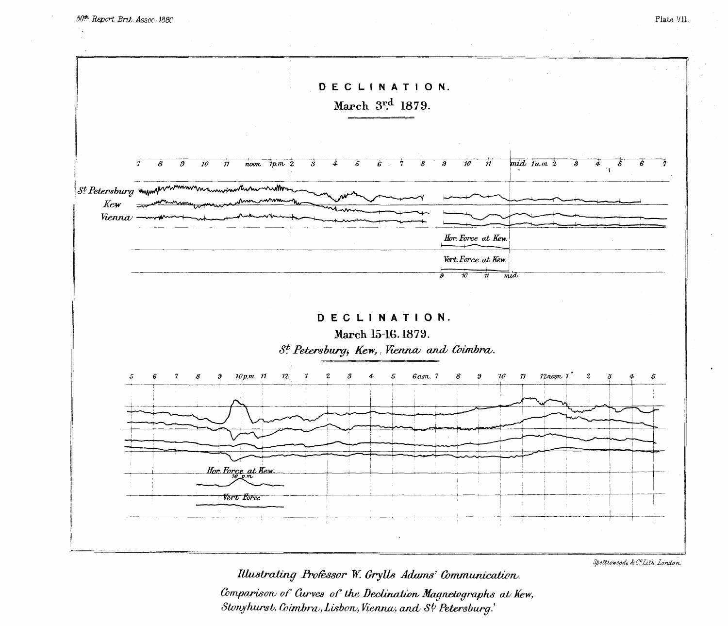# DECLINATION.

## March 3rd 1879.

7 8 9 10 11 noon 1p.m. 2 3 4 5 6 7 8 9 10 11 mid 1a.m. 2 3 4 5 6 7

St Petersburg

Kew

Vienna

Hor. Force at Kew.

Vert. Force at Kew.

9 10 11 mid

# DECLINATION.

## March 15-16. 1879.

*St Petersburg, Kew, Vienna and Coimbra.*

5 6 7 8 9 10p.m. 11 12 1 2 3 4 5 6a.m. 7 8 9 10 11 12noon 1 2 3 4 5

Hor. Force at Kew.

10 p.m.

Vert. Force

*Spottiswoode & Co. Lith. London.*

*Illustrating Professor W. Grylls Adams' Communication.*

*Comparison of Curves of the Declination Magnetographs at Kew, Stonyhurst, Coimbra, Lisbon, Vienna, and St Petersburg.'*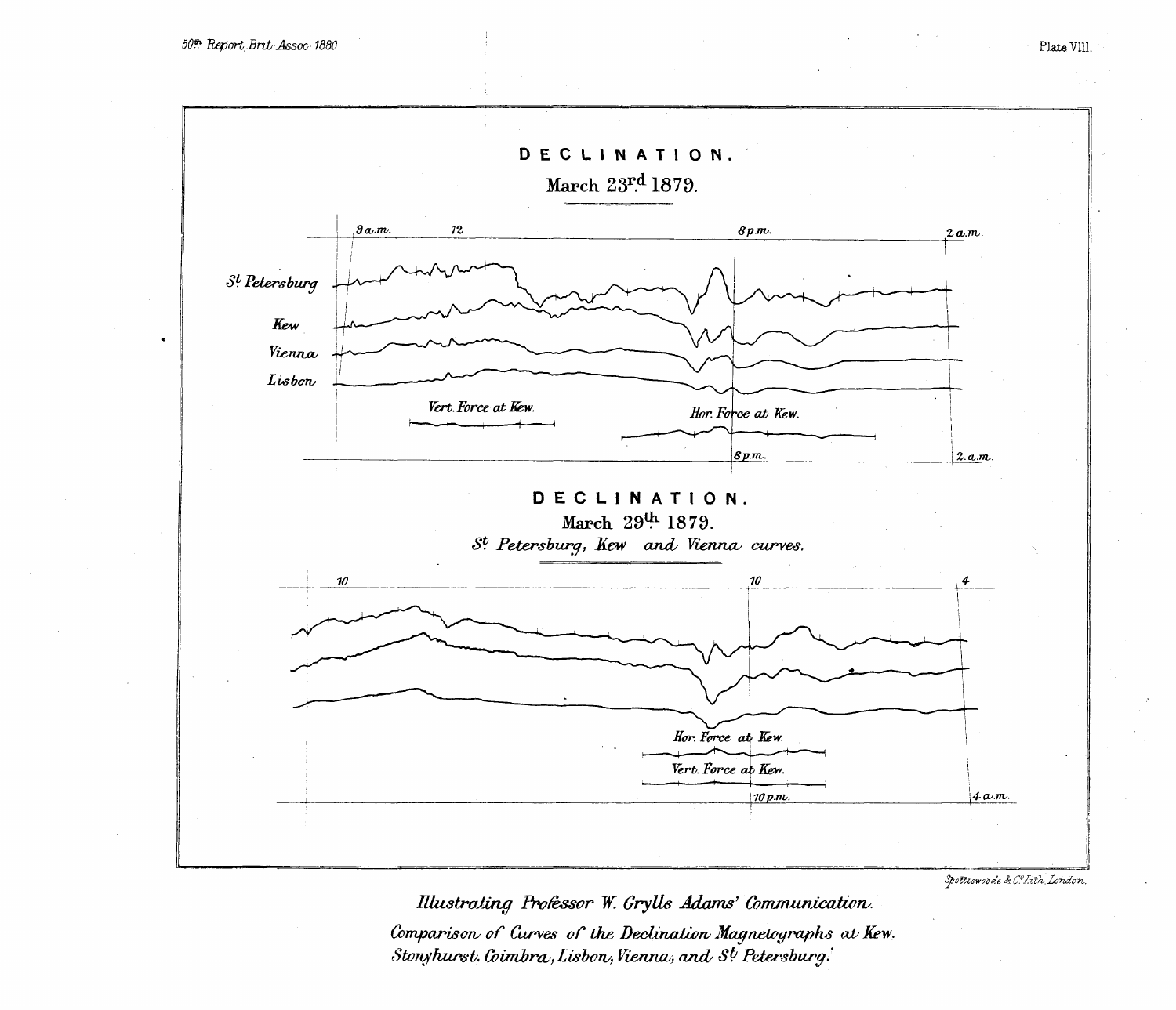# DECLINATION.

## March 23rd 1879.

9 a.m. 12 8 p.m. 2 a.m.

St Petersburg

Kew

Vienna

Lisbon

Vert. Force at Kew.

Hor. Force at Kew.

8 p.m. 2. a.m.

# DECLINATION.

## March 29th 1879.

*St Petersburg, Kew and Vienna curves.*

10 10 4

Hor. Force at Kew.

Vert. Force at Kew.

10 p.m. 4 a.m.

*Illustrating Professor W. Grylls Adams' Communication.*

*Comparison of Curves of the Declination Magnetographs at Kew. Stonyhurst, Coimbra, Lisbon, Vienna, and St Petersburg.*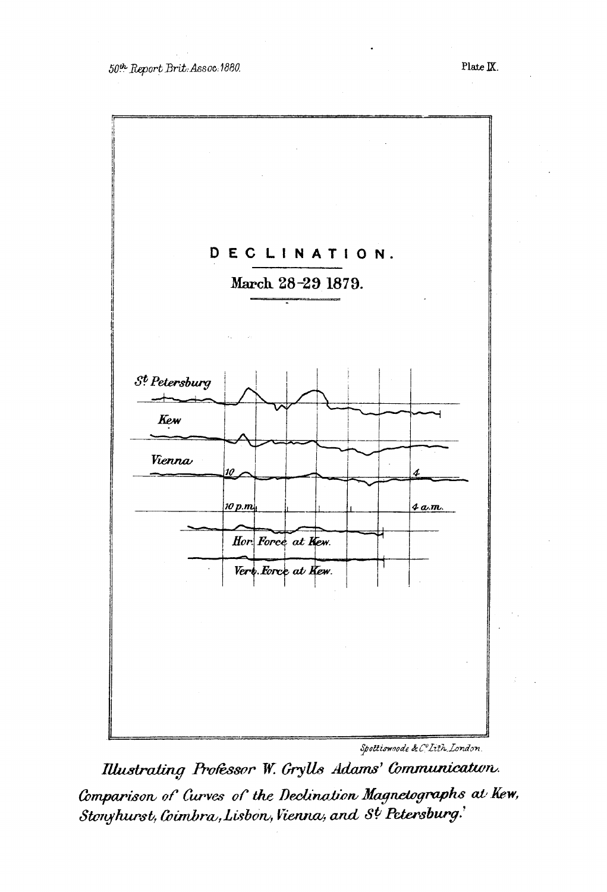DECLINATION.

March 28-29 1879.

St Petersburg

Kew

Vienna

10 4

10 p.m. 4 a.m.

Hor. Force at Kew.

Vert. Force at Kew.

Spottiswoode & Co Lith. London.

*Illustrating Professor W. Grylls Adams' Communication.*

*Comparison of Curves of the Declination Magnetographs at Kew, Stonyhurst, Coimbra, Lisbon, Vienna, and St Petersburg.'*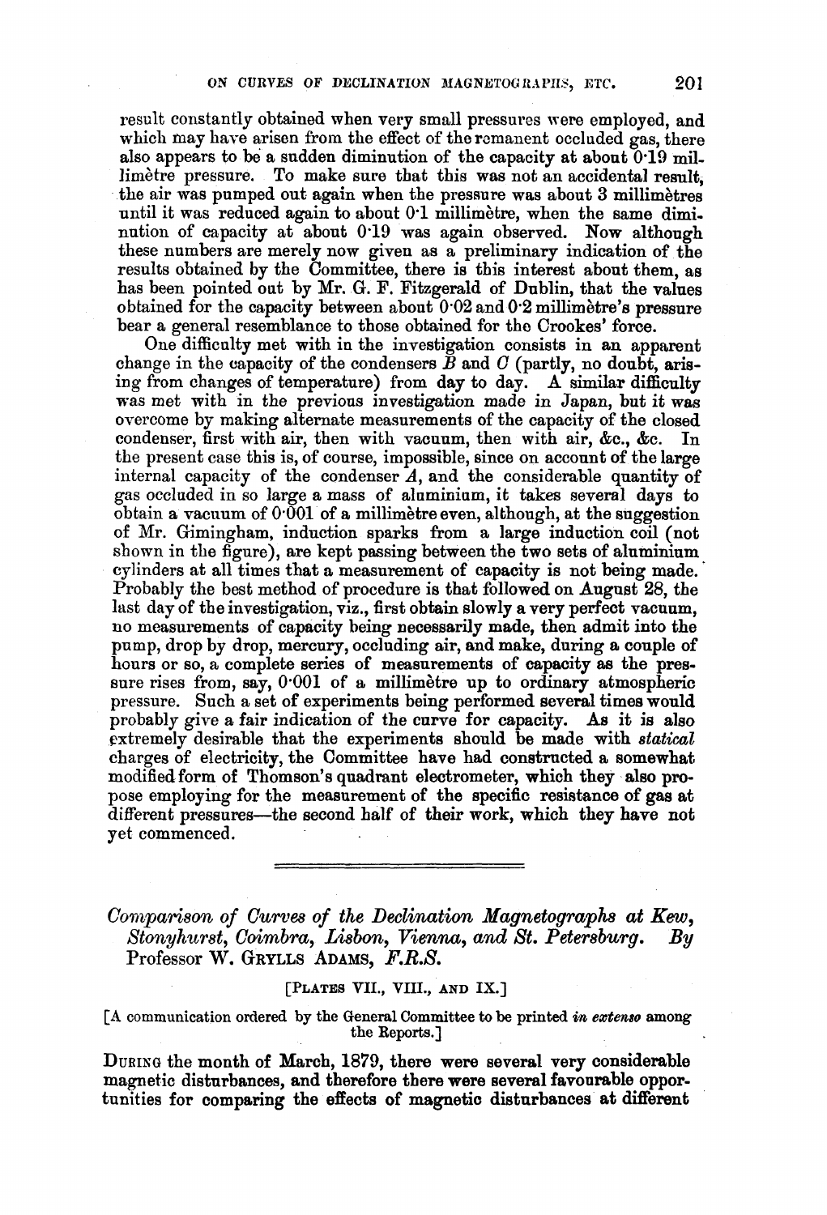result constantly obtained when very small pressures were employed, and which may have arisen from the effect of the remanent occluded gas, there also appears to be a sudden diminution of the capacity at about 0·19 millimètre pressure. To make sure that this was not an accidental result, the air was pumped out again when the pressure was about 3 millimètres until it was reduced again to about 0·1 millimètre, when the same diminution of capacity at about 0·19 was again observed. Now although these numbers are merely now given as a preliminary indication of the results obtained by the Committee, there is this interest about them, as has been pointed out by Mr. G. F. Fitzgerald of Dublin, that the values obtained for the capacity between about 0·02 and 0·2 millimètre's pressure bear a general resemblance to those obtained for the Crookes' force.

One difficulty met with in the investigation consists in an apparent change in the capacity of the condensers *B* and *C* (partly, no doubt, arising from changes of temperature) from day to day. A similar difficulty was met with in the previous investigation made in Japan, but it was overcome by making alternate measurements of the capacity of the closed condenser, first with air, then with vacuum, then with air, &c., &c. In the present case this is, of course, impossible, since on account of the large internal capacity of the condenser *A*, and the considerable quantity of gas occluded in so large a mass of aluminium, it takes several days to obtain a vacuum of 0·001 of a millimètre even, although, at the suggestion of Mr. Gimingham, induction sparks from a large induction coil (not shown in the figure), are kept passing between the two sets of aluminium cylinders at all times that a measurement of capacity is not being made. Probably the best method of procedure is that followed on August 28, the last day of the investigation, viz., first obtain slowly a very perfect vacuum, no measurements of capacity being necessarily made, then admit into the pump, drop by drop, mercury, occluding air, and make, during a couple of hours or so, a complete series of measurements of capacity as the pressure rises from, say, 0·001 of a millimètre up to ordinary atmospheric pressure. Such a set of experiments being performed several times would probably give a fair indication of the curve for capacity. As it is also extremely desirable that the experiments should be made with *statical* charges of electricity, the Committee have had constructed a somewhat modified form of Thomson's quadrant electrometer, which they also propose employing for the measurement of the specific resistance of gas at different pressures—the second half of their work, which they have not yet commenced.

---

## *Comparison of Curves of the Declination Magnetographs at Kew, Stonyhurst, Coimbra, Lisbon, Vienna, and St. Petersburg.* By Professor W. GRYLLS ADAMS, *F.R.S.*

[PLATES VII., VIII., AND IX.]

[A communication ordered by the General Committee to be printed *in extenso* among the Reports.]

DURING the month of March, 1879, there were several very considerable magnetic disturbances, and therefore there were several favourable opportunities for comparing the effects of magnetic disturbances at different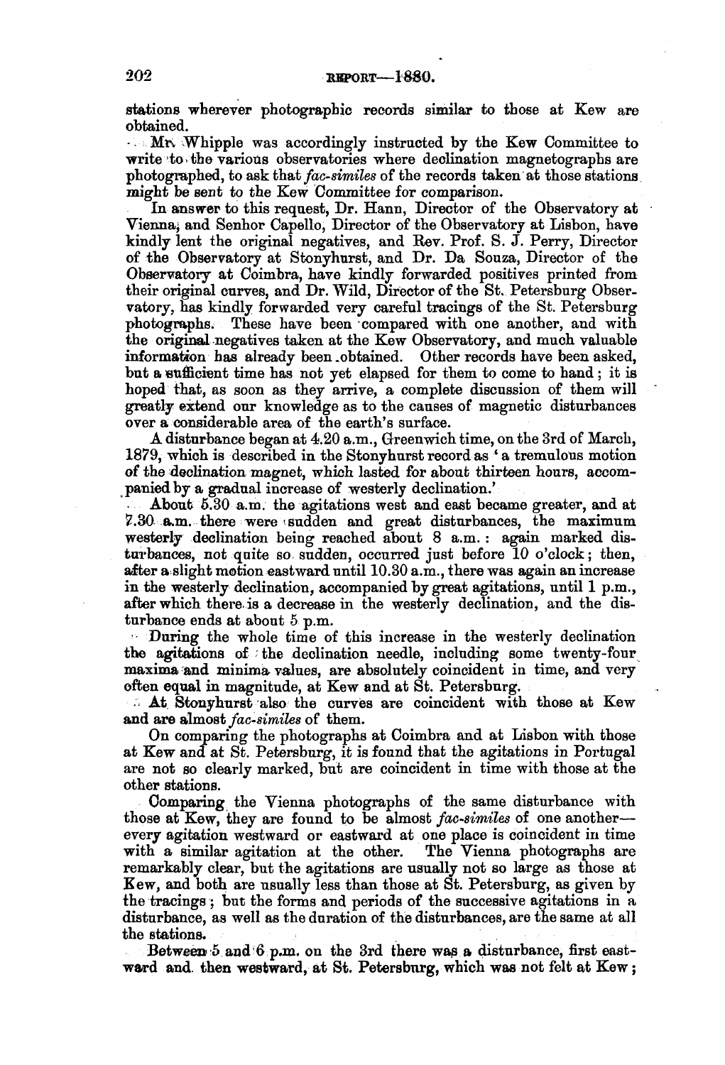stations wherever photographic records similar to those at Kew are obtained.

Mr. Whipple was accordingly instructed by the Kew Committee to write to the various observatories where declination magnetographs are photographed, to ask that *fac-similes* of the records taken at those stations might be sent to the Kew Committee for comparison.

In answer to this request, Dr. Hann, Director of the Observatory at Vienna, and Senhor Capello, Director of the Observatory at Lisbon, have kindly lent the original negatives, and Rev. Prof. S. J. Perry, Director of the Observatory at Stonyhurst, and Dr. Da Souza, Director of the Observatory at Coimbra, have kindly forwarded positives printed from their original curves, and Dr. Wild, Director of the St. Petersburg Observatory, has kindly forwarded very careful tracings of the St. Petersburg photographs. These have been compared with one another, and with the original negatives taken at the Kew Observatory, and much valuable information has already been obtained. Other records have been asked, but a sufficient time has not yet elapsed for them to come to hand; it is hoped that, as soon as they arrive, a complete discussion of them will greatly extend our knowledge as to the causes of magnetic disturbances over a considerable area of the earth's surface.

A disturbance began at 4.20 a.m., Greenwich time, on the 3rd of March, 1879, which is described in the Stonyhurst record as 'a tremulous motion of the declination magnet, which lasted for about thirteen hours, accompanied by a gradual increase of westerly declination.'

About 5.30 a.m. the agitations west and east became greater, and at 7.30 a.m. there were sudden and great disturbances, the maximum westerly declination being reached about 8 a.m.: again marked disturbances, not quite so sudden, occurred just before 10 o'clock; then, after a slight motion eastward until 10.30 a.m., there was again an increase in the westerly declination, accompanied by great agitations, until 1 p.m., after which there is a decrease in the westerly declination, and the disturbance ends at about 5 p.m.

During the whole time of this increase in the westerly declination the agitations of the declination needle, including some twenty-four maxima and minima values, are absolutely coincident in time, and very often equal in magnitude, at Kew and at St. Petersburg.

At Stonyhurst also the curves are coincident with those at Kew and are almost *fac-similes* of them.

On comparing the photographs at Coimbra and at Lisbon with those at Kew and at St. Petersburg, it is found that the agitations in Portugal are not so clearly marked, but are coincident in time with those at the other stations.

Comparing the Vienna photographs of the same disturbance with those at Kew, they are found to be almost *fac-similes* of one another—every agitation westward or eastward at one place is coincident in time with a similar agitation at the other. The Vienna photographs are remarkably clear, but the agitations are usually not so large as those at Kew, and both are usually less than those at St. Petersburg, as given by the tracings; but the forms and periods of the successive agitations in a disturbance, as well as the duration of the disturbances, are the same at all the stations.

Between 5 and 6 p.m. on the 3rd there was a disturbance, first eastward and then westward, at St. Petersburg, which was not felt at Kew;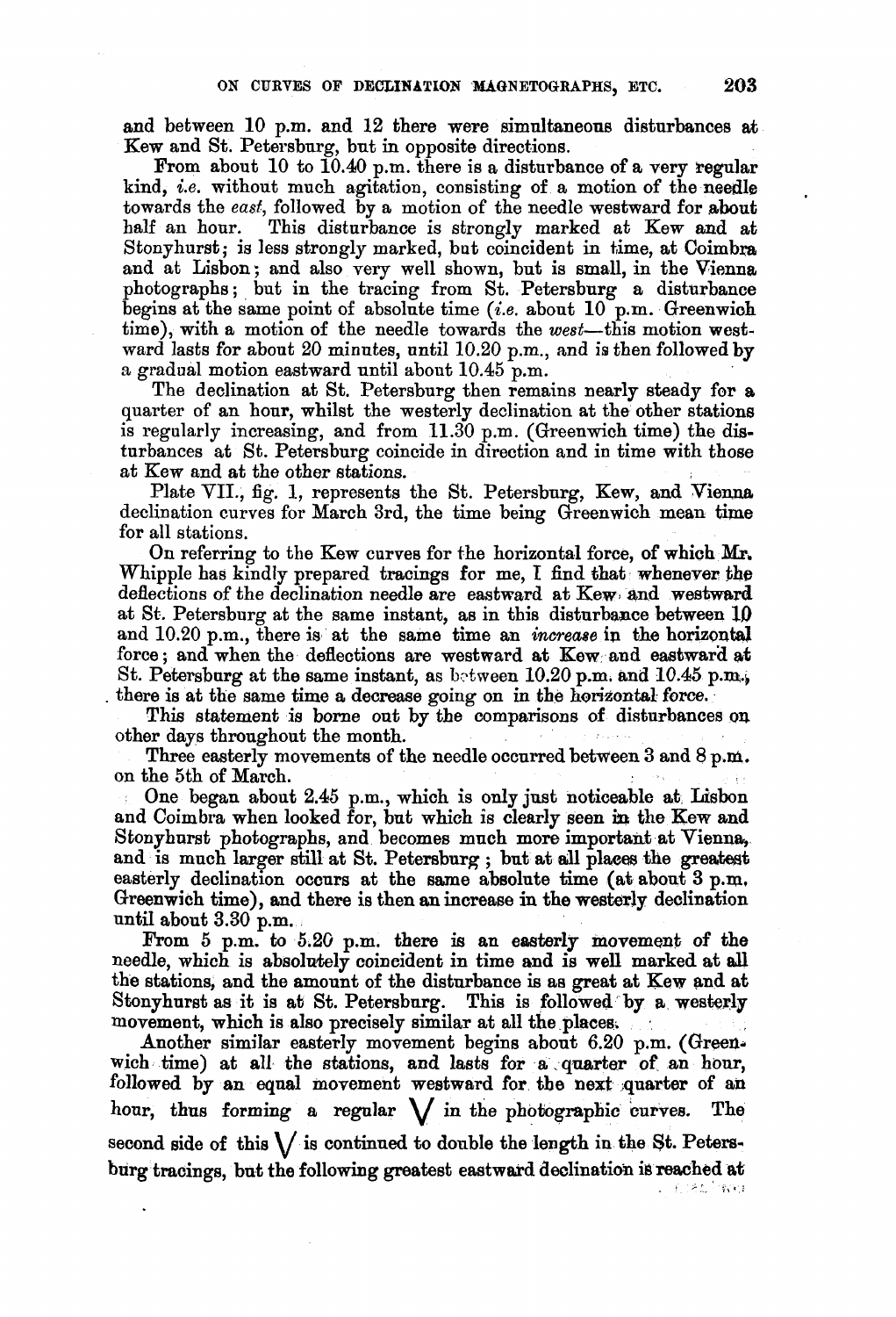and between 10 p.m. and 12 there were simultaneous disturbances at Kew and St. Petersburg, but in opposite directions.

From about 10 to 10.40 p.m. there is a disturbance of a very regular kind, *i.e.* without much agitation, consisting of a motion of the needle towards the *east*, followed by a motion of the needle westward for about half an hour. This disturbance is strongly marked at Kew and at Stonyhurst; is less strongly marked, but coincident in time, at Coimbra and at Lisbon; and also very well shown, but is small, in the Vienna photographs; but in the tracing from St. Petersburg a disturbance begins at the same point of absolute time (*i.e.* about 10 p.m. Greenwich time), with a motion of the needle towards the *west*—this motion westward lasts for about 20 minutes, until 10.20 p.m., and is then followed by a gradual motion eastward until about 10.45 p.m.

The declination at St. Petersburg then remains nearly steady for a quarter of an hour, whilst the westerly declination at the other stations is regularly increasing, and from 11.30 p.m. (Greenwich time) the disturbances at St. Petersburg coincide in direction and in time with those at Kew and at the other stations.

Plate VII., fig. 1, represents the St. Petersburg, Kew, and Vienna declination curves for March 3rd, the time being Greenwich mean time for all stations.

On referring to the Kew curves for the horizontal force, of which Mr. Whipple has kindly prepared tracings for me, I find that whenever the deflections of the declination needle are eastward at Kew and westward at St. Petersburg at the same instant, as in this disturbance between 10 and 10.20 p.m., there is at the same time an *increase* in the horizontal force; and when the deflections are westward at Kew and eastward at St. Petersburg at the same instant, as between 10.20 p.m. and 10.45 p.m., there is at the same time a decrease going on in the horizontal force.

This statement is borne out by the comparisons of disturbances on other days throughout the month.

Three easterly movements of the needle occurred between 3 and 8 p.m. on the 5th of March.

One began about 2.45 p.m., which is only just noticeable at Lisbon and Coimbra when looked for, but which is clearly seen in the Kew and Stonyhurst photographs, and becomes much more important at Vienna, and is much larger still at St. Petersburg; but at all places the greatest easterly declination occurs at the same absolute time (at about 3 p.m. Greenwich time), and there is then an increase in the westerly declination until about 3.30 p.m.

From 5 p.m. to 5.20 p.m. there is an easterly movement of the needle, which is absolutely coincident in time and is well marked at all the stations, and the amount of the disturbance is as great at Kew and at Stonyhurst as it is at St. Petersburg. This is followed by a westerly movement, which is also precisely similar at all the places.

Another similar easterly movement begins about 6.20 p.m. (Greenwich time) at all the stations, and lasts for a quarter of an hour, followed by an equal movement westward for the next quarter of an hour, thus forming a regular V in the photographic curves. The second side of this V is continued to double the length in the St. Petersburg tracings, but the following greatest eastward declination is reached at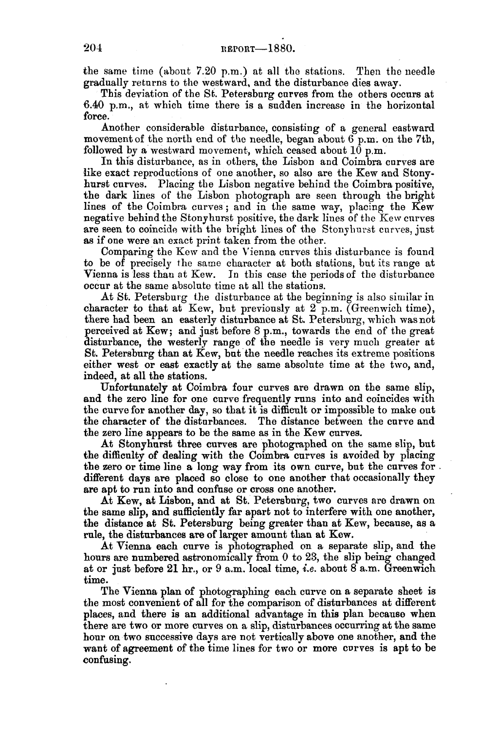the same time (about 7.20 p.m.) at all the stations. Then the needle gradually returns to the westward, and the disturbance dies away.

This deviation of the St. Petersburg curves from the others occurs at 6.40 p.m., at which time there is a sudden increase in the horizontal force.

Another considerable disturbance, consisting of a general eastward movement of the north end of the needle, began about 6 p.m. on the 7th, followed by a westward movement, which ceased about 10 p.m.

In this disturbance, as in others, the Lisbon and Coimbra curves are like exact reproductions of one another, so also are the Kew and Stonyhurst curves. Placing the Lisbon negative behind the Coimbra positive, the dark lines of the Lisbon photograph are seen through the bright lines of the Coimbra curves; and in the same way, placing the Kew negative behind the Stonyhurst positive, the dark lines of the Kew curves are seen to coincide with the bright lines of the Stonyhurst curves, just as if one were an exact print taken from the other.

Comparing the Kew and the Vienna curves this disturbance is found to be of precisely the same character at both stations, but its range at Vienna is less than at Kew. In this case the periods of the disturbance occur at the same absolute time at all the stations.

At St. Petersburg the disturbance at the beginning is also similar in character to that at Kew, but previously at 2 p.m. (Greenwich time), there had been an easterly disturbance at St. Petersburg, which was not perceived at Kew; and just before 8 p.m., towards the end of the great disturbance, the westerly range of the needle is very much greater at St. Petersburg than at Kew, but the needle reaches its extreme positions either west or east exactly at the same absolute time at the two, and, indeed, at all the stations.

Unfortunately at Coimbra four curves are drawn on the same slip, and the zero line for one curve frequently runs into and coincides with the curve for another day, so that it is difficult or impossible to make out the character of the disturbances. The distance between the curve and the zero line appears to be the same as in the Kew curves.

At Stonyhurst three curves are photographed on the same slip, but the difficulty of dealing with the Coimbra curves is avoided by placing the zero or time line a long way from its own curve, but the curves for different days are placed so close to one another that occasionally they are apt to run into and confuse or cross one another.

At Kew, at Lisbon, and at St. Petersburg, two curves are drawn on the same slip, and sufficiently far apart not to interfere with one another, the distance at St. Petersburg being greater than at Kew, because, as a rule, the disturbances are of larger amount than at Kew.

At Vienna each curve is photographed on a separate slip, and the hours are numbered astronomically from 0 to 23, the slip being changed at or just before 21 hr., or 9 a.m. local time, *i.e.* about 8 a.m. Greenwich time.

The Vienna plan of photographing each curve on a separate sheet is the most convenient of all for the comparison of disturbances at different places, and there is an additional advantage in this plan because when there are two or more curves on a slip, disturbances occurring at the same hour on two successive days are not vertically above one another, and the want of agreement of the time lines for two or more curves is apt to be confusing.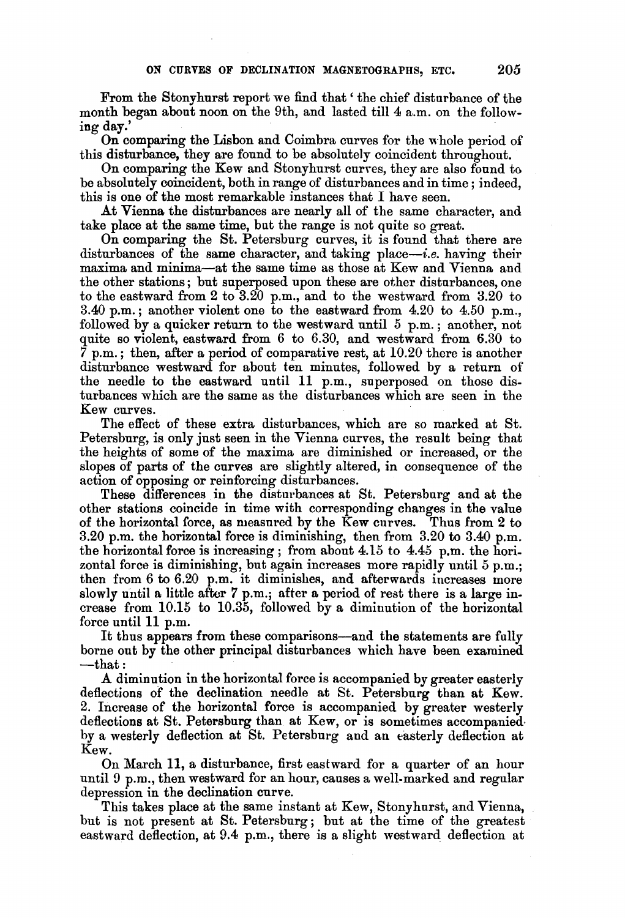From the Stonyhurst report we find that 'the chief disturbance of the month began about noon on the 9th, and lasted till 4 a.m. on the following day.'

On comparing the Lisbon and Coimbra curves for the whole period of this disturbance, they are found to be absolutely coincident throughout.

On comparing the Kew and Stonyhurst curves, they are also found to be absolutely coincident, both in range of disturbances and in time; indeed, this is one of the most remarkable instances that I have seen.

At Vienna the disturbances are nearly all of the same character, and take place at the same time, but the range is not quite so great.

On comparing the St. Petersburg curves, it is found that there are disturbances of the same character, and taking place—*i.e.* having their maxima and minima—at the same time as those at Kew and Vienna and the other stations; but superposed upon these are other disturbances, one to the eastward from 2 to 3.20 p.m., and to the westward from 3.20 to 3.40 p.m.; another violent one to the eastward from 4.20 to 4.50 p.m., followed by a quicker return to the westward until 5 p.m.; another, not quite so violent, eastward from 6 to 6.30, and westward from 6.30 to 7 p.m.; then, after a period of comparative rest, at 10.20 there is another disturbance westward for about ten minutes, followed by a return of the needle to the eastward until 11 p.m., superposed on those disturbances which are the same as the disturbances which are seen in the Kew curves.

The effect of these extra disturbances, which are so marked at St. Petersburg, is only just seen in the Vienna curves, the result being that the heights of some of the maxima are diminished or increased, or the slopes of parts of the curves are slightly altered, in consequence of the action of opposing or reinforcing disturbances.

These differences in the disturbances at St. Petersburg and at the other stations coincide in time with corresponding changes in the value of the horizontal force, as measured by the Kew curves. Thus from 2 to 3.20 p.m. the horizontal force is diminishing, then from 3.20 to 3.40 p.m. the horizontal force is increasing; from about 4.15 to 4.45 p.m. the horizontal force is diminishing, but again increases more rapidly until 5 p.m.; then from 6 to 6.20 p.m. it diminishes, and afterwards increases more slowly until a little after 7 p.m.; after a period of rest there is a large increase from 10.15 to 10.35, followed by a diminution of the horizontal force until 11 p.m.

It thus appears from these comparisons—and the statements are fully borne out by the other principal disturbances which have been examined —that:

A diminution in the horizontal force is accompanied by greater easterly deflections of the declination needle at St. Petersburg than at Kew. 2. Increase of the horizontal force is accompanied by greater westerly deflections at St. Petersburg than at Kew, or is sometimes accompanied by a westerly deflection at St. Petersburg and an easterly deflection at Kew.

On March 11, a disturbance, first eastward for a quarter of an hour until 9 p.m., then westward for an hour, causes a well-marked and regular depression in the declination curve.

This takes place at the same instant at Kew, Stonyhurst, and Vienna, but is not present at St. Petersburg; but at the time of the greatest eastward deflection, at 9.4 p.m., there is a slight westward deflection at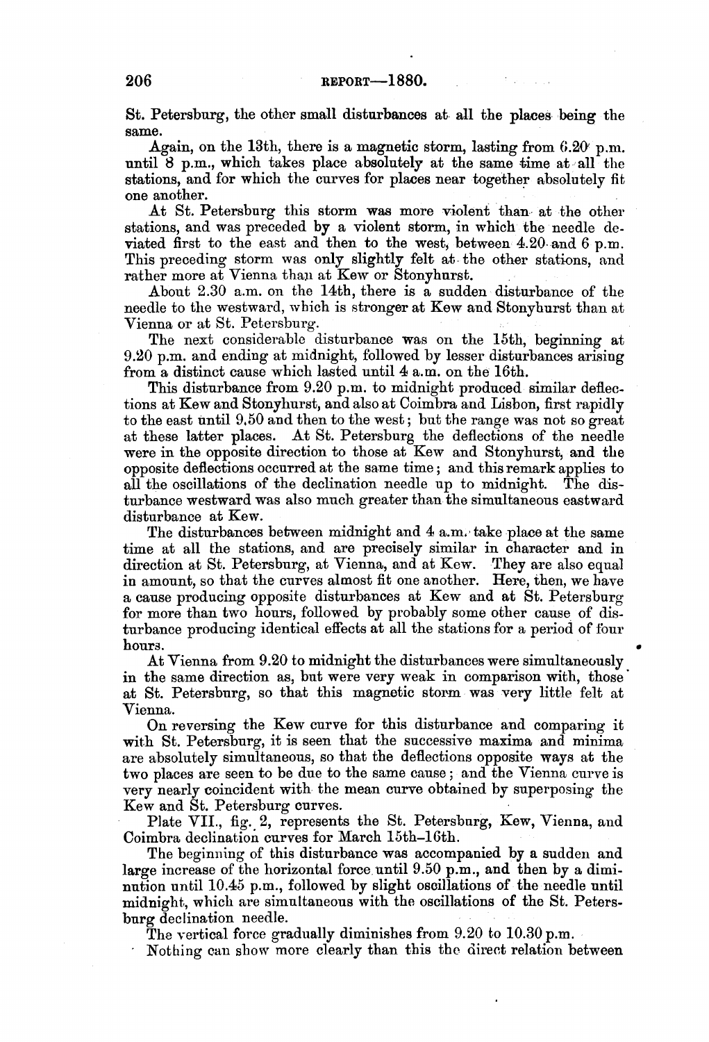St. Petersburg, the other small disturbances at all the places being the same.

Again, on the 13th, there is a magnetic storm, lasting from 6.20 p.m. until 8 p.m., which takes place absolutely at the same time at all the stations, and for which the curves for places near together absolutely fit one another.

At St. Petersburg this storm was more violent than at the other stations, and was preceded by a violent storm, in which the needle deviated first to the east and then to the west, between 4.20 and 6 p.m. This preceding storm was only slightly felt at the other stations, and rather more at Vienna than at Kew or Stonyhurst.

About 2.30 a.m. on the 14th, there is a sudden disturbance of the needle to the westward, which is stronger at Kew and Stonyhurst than at Vienna or at St. Petersburg.

The next considerable disturbance was on the 15th, beginning at 9.20 p.m. and ending at midnight, followed by lesser disturbances arising from a distinct cause which lasted until 4 a.m. on the 16th.

This disturbance from 9.20 p.m. to midnight produced similar deflections at Kew and Stonyhurst, and also at Coimbra and Lisbon, first rapidly to the east until 9.50 and then to the west; but the range was not so great at these latter places. At St. Petersburg the deflections of the needle were in the opposite direction to those at Kew and Stonyhurst, and the opposite deflections occurred at the same time; and this remark applies to all the oscillations of the declination needle up to midnight. The disturbance westward was also much greater than the simultaneous eastward disturbance at Kew.

The disturbances between midnight and 4 a.m. take place at the same time at all the stations, and are precisely similar in character and in direction at St. Petersburg, at Vienna, and at Kew. They are also equal in amount, so that the curves almost fit one another. Here, then, we have a cause producing opposite disturbances at Kew and at St. Petersburg for more than two hours, followed by probably some other cause of disturbance producing identical effects at all the stations for a period of four hours.

At Vienna from 9.20 to midnight the disturbances were simultaneously in the same direction as, but were very weak in comparison with, those at St. Petersburg, so that this magnetic storm was very little felt at Vienna.

On reversing the Kew curve for this disturbance and comparing it with St. Petersburg, it is seen that the successive maxima and minima are absolutely simultaneous, so that the deflections opposite ways at the two places are seen to be due to the same cause; and the Vienna curve is very nearly coincident with the mean curve obtained by superposing the Kew and St. Petersburg curves.

Plate VII., fig. 2, represents the St. Petersburg, Kew, Vienna, and Coimbra declination curves for March 15th–16th.

The beginning of this disturbance was accompanied by a sudden and large increase of the horizontal force until 9.50 p.m., and then by a diminution until 10.45 p.m., followed by slight oscillations of the needle until midnight, which are simultaneous with the oscillations of the St. Petersburg declination needle.

The vertical force gradually diminishes from 9.20 to 10.30 p.m.

Nothing can show more clearly than this the direct relation between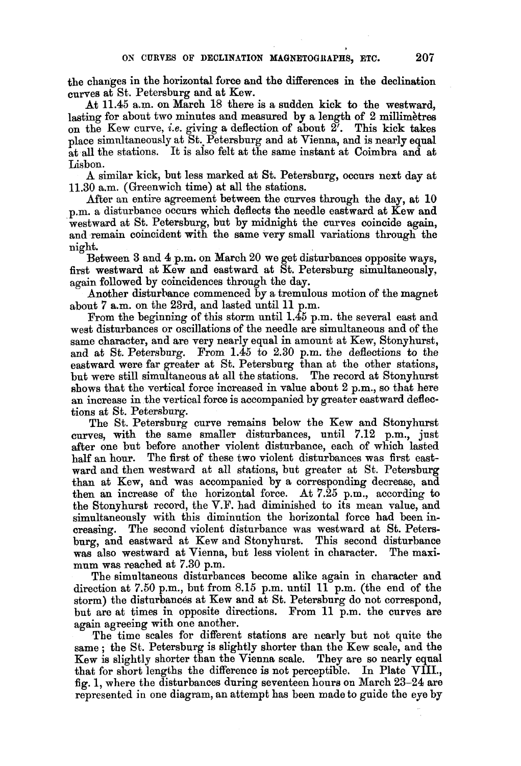the changes in the horizontal force and the differences in the declination curves at St. Petersburg and at Kew.

At 11.45 a.m. on March 18 there is a sudden kick to the westward, lasting for about two minutes and measured by a length of 2 millimètres on the Kew curve, *i.e.* giving a deflection of about 2′. This kick takes place simultaneously at St. Petersburg and at Vienna, and is nearly equal at all the stations. It is also felt at the same instant at Coimbra and at Lisbon.

A similar kick, but less marked at St. Petersburg, occurs next day at 11.30 a.m. (Greenwich time) at all the stations.

After an entire agreement between the curves through the day, at 10 p.m. a disturbance occurs which deflects the needle eastward at Kew and westward at St. Petersburg, but by midnight the curves coincide again, and remain coincident with the same very small variations through the night.

Between 3 and 4 p.m. on March 20 we get disturbances opposite ways, first westward at Kew and eastward at St. Petersburg simultaneously, again followed by coincidences through the day.

Another disturbance commenced by a tremulous motion of the magnet about 7 a.m. on the 23rd, and lasted until 11 p.m.

From the beginning of this storm until 1.45 p.m. the several east and west disturbances or oscillations of the needle are simultaneous and of the same character, and are very nearly equal in amount at Kew, Stonyhurst, and at St. Petersburg. From 1.45 to 2.30 p.m. the deflections to the eastward were far greater at St. Petersburg than at the other stations, but were still simultaneous at all the stations. The record at Stonyhurst shows that the vertical force increased in value about 2 p.m., so that here an increase in the vertical force is accompanied by greater eastward deflections at St. Petersburg.

The St. Petersburg curve remains below the Kew and Stonyhurst curves, with the same smaller disturbances, until 7.12 p.m., just after one but before another violent disturbance, each of which lasted half an hour. The first of these two violent disturbances was first eastward and then westward at all stations, but greater at St. Petersburg than at Kew, and was accompanied by a corresponding decrease, and then an increase of the horizontal force. At 7.25 p.m., according to the Stonyhurst record, the V.F. had diminished to its mean value, and simultaneously with this diminution the horizontal force had been increasing. The second violent disturbance was westward at St. Petersburg, and eastward at Kew and Stonyhurst. This second disturbance was also westward at Vienna, but less violent in character. The maximum was reached at 7.30 p.m.

The simultaneous disturbances become alike again in character and direction at 7.50 p.m., but from 8.15 p.m. until 11 p.m. (the end of the storm) the disturbances at Kew and at St. Petersburg do not correspond, but are at times in opposite directions. From 11 p.m. the curves are again agreeing with one another.

The time scales for different stations are nearly but not quite the same; the St. Petersburg is slightly shorter than the Kew scale, and the Kew is slightly shorter than the Vienna scale. They are so nearly equal that for short lengths the difference is not perceptible. In Plate VIII., fig. 1, where the disturbances during seventeen hours on March 23–24 are represented in one diagram, an attempt has been made to guide the eye by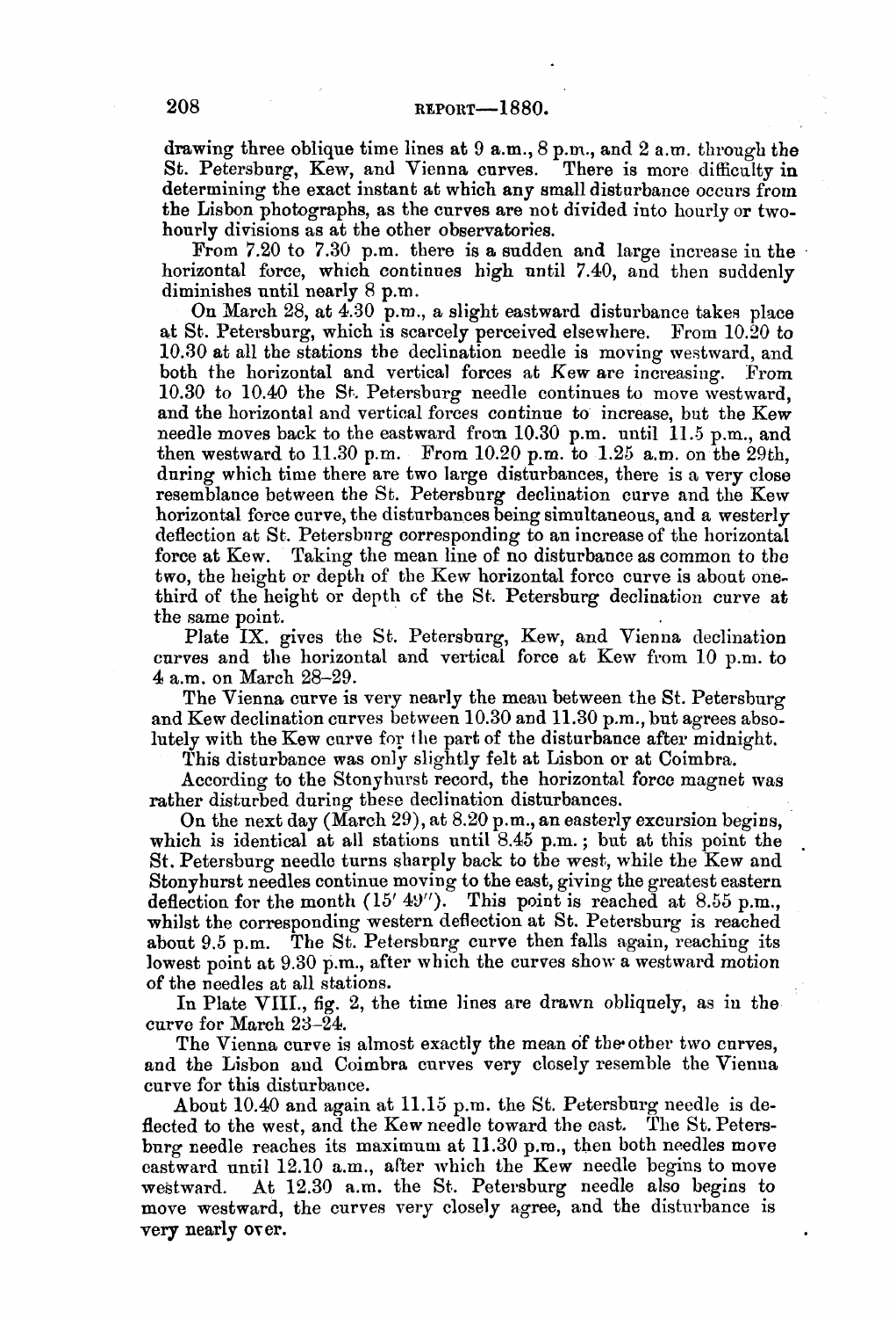drawing three oblique time lines at 9 a.m., 8 p.m., and 2 a.m. through the St. Petersburg, Kew, and Vienna curves. There is more difficulty in determining the exact instant at which any small disturbance occurs from the Lisbon photographs, as the curves are not divided into hourly or two-hourly divisions as at the other observatories.

From 7.20 to 7.30 p.m. there is a sudden and large increase in the horizontal force, which continues high until 7.40, and then suddenly diminishes until nearly 8 p.m.

On March 28, at 4.30 p.m., a slight eastward disturbance takes place at St. Petersburg, which is scarcely perceived elsewhere. From 10.20 to 10.30 at all the stations the declination needle is moving westward, and both the horizontal and vertical forces at Kew are increasing. From 10.30 to 10.40 the St. Petersburg needle continues to move westward, and the horizontal and vertical forces continue to increase, but the Kew needle moves back to the eastward from 10.30 p.m. until 11.5 p.m., and then westward to 11.30 p.m. From 10.20 p.m. to 1.25 a.m. on the 29th, during which time there are two large disturbances, there is a very close resemblance between the St. Petersburg declination curve and the Kew horizontal force curve, the disturbances being simultaneous, and a westerly deflection at St. Petersburg corresponding to an increase of the horizontal force at Kew. Taking the mean line of no disturbance as common to the two, the height or depth of the Kew horizontal force curve is about one-third of the height or depth of the St. Petersburg declination curve at the same point.

Plate IX. gives the St. Petersburg, Kew, and Vienna declination curves and the horizontal and vertical force at Kew from 10 p.m. to 4 a.m. on March 28–29.

The Vienna curve is very nearly the mean between the St. Petersburg and Kew declination curves between 10.30 and 11.30 p.m., but agrees absolutely with the Kew curve for the part of the disturbance after midnight.

This disturbance was only slightly felt at Lisbon or at Coimbra.

According to the Stonyhurst record, the horizontal force magnet was rather disturbed during these declination disturbances.

On the next day (March 29), at 8.20 p.m., an easterly excursion begins, which is identical at all stations until 8.45 p.m.; but at this point the St. Petersburg needle turns sharply back to the west, while the Kew and Stonyhurst needles continue moving to the east, giving the greatest eastern deflection for the month (15′ 49″). This point is reached at 8.55 p.m., whilst the corresponding western deflection at St. Petersburg is reached about 9.5 p.m. The St. Petersburg curve then falls again, reaching its lowest point at 9.30 p.m., after which the curves show a westward motion of the needles at all stations.

In Plate VIII., fig. 2, the time lines are drawn obliquely, as in the curve for March 23–24.

The Vienna curve is almost exactly the mean of the other two curves, and the Lisbon and Coimbra curves very closely resemble the Vienna curve for this disturbance.

About 10.40 and again at 11.15 p.m. the St. Petersburg needle is deflected to the west, and the Kew needle toward the east. The St. Petersburg needle reaches its maximum at 11.30 p.m., then both needles move eastward until 12.10 a.m., after which the Kew needle begins to move westward. At 12.30 a.m. the St. Petersburg needle also begins to move westward, the curves very closely agree, and the disturbance is very nearly over.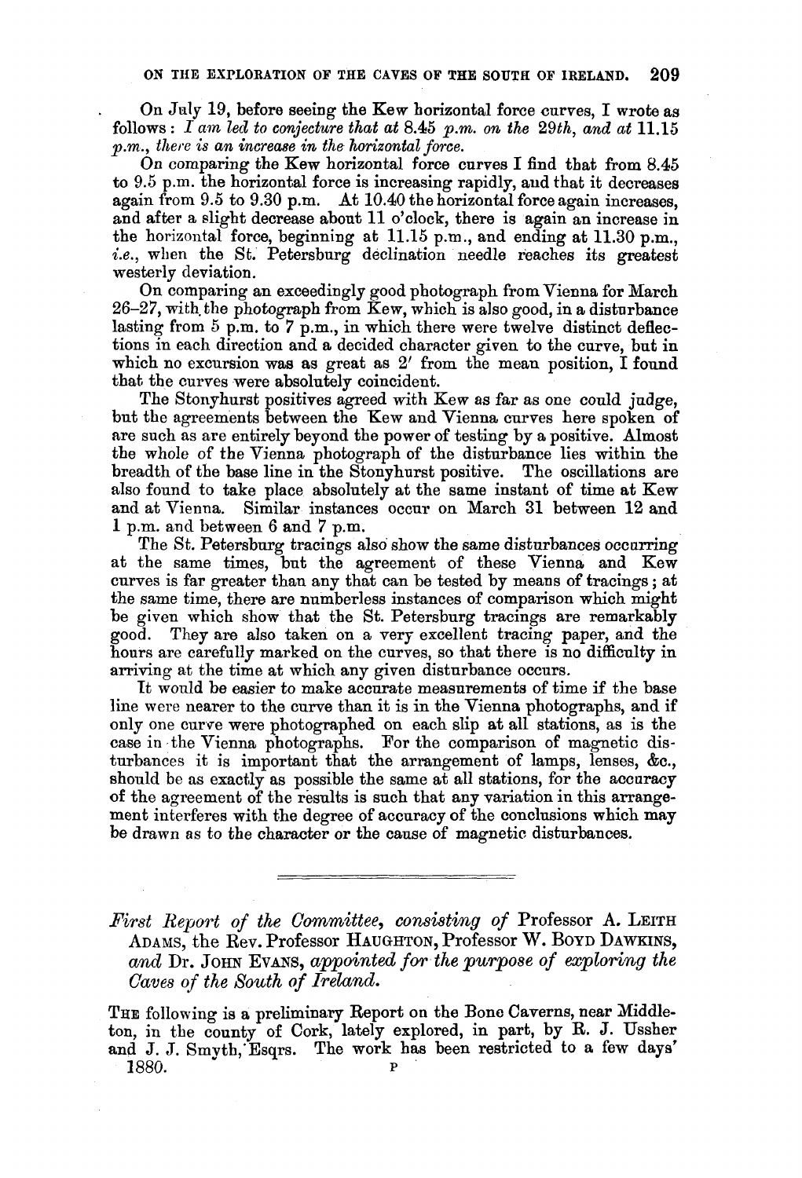On July 19, before seeing the Kew horizontal force curves, I wrote as follows: *I am led to conjecture that at 8.45 p.m. on the 29th, and at 11.15 p.m., there is an increase in the horizontal force.*

On comparing the Kew horizontal force curves I find that from 8.45 to 9.5 p.m. the horizontal force is increasing rapidly, and that it decreases again from 9.5 to 9.30 p.m. At 10.40 the horizontal force again increases, and after a slight decrease about 11 o'clock, there is again an increase in the horizontal force, beginning at 11.15 p.m., and ending at 11.30 p.m., *i.e.*, when the St. Petersburg declination needle reaches its greatest westerly deviation.

On comparing an exceedingly good photograph from Vienna for March 26–27, with the photograph from Kew, which is also good, in a disturbance lasting from 5 p.m. to 7 p.m., in which there were twelve distinct deflections in each direction and a decided character given to the curve, but in which no excursion was as great as 2′ from the mean position, I found that the curves were absolutely coincident.

The Stonyhurst positives agreed with Kew as far as one could judge, but the agreements between the Kew and Vienna curves here spoken of are such as are entirely beyond the power of testing by a positive. Almost the whole of the Vienna photograph of the disturbance lies within the breadth of the base line in the Stonyhurst positive. The oscillations are also found to take place absolutely at the same instant of time at Kew and at Vienna. Similar instances occur on March 31 between 12 and 1 p.m. and between 6 and 7 p.m.

The St. Petersburg tracings also show the same disturbances occurring at the same times, but the agreement of these Vienna and Kew curves is far greater than any that can be tested by means of tracings; at the same time, there are numberless instances of comparison which might be given which show that the St. Petersburg tracings are remarkably good. They are also taken on a very excellent tracing paper, and the hours are carefully marked on the curves, so that there is no difficulty in arriving at the time at which any given disturbance occurs.

It would be easier to make accurate measurements of time if the base line were nearer to the curve than it is in the Vienna photographs, and if only one curve were photographed on each slip at all stations, as is the case in the Vienna photographs. For the comparison of magnetic disturbances it is important that the arrangement of lamps, lenses, &c., should be as exactly as possible the same at all stations, for the accuracy of the agreement of the results is such that any variation in this arrangement interferes with the degree of accuracy of the conclusions which may be drawn as to the character or the cause of magnetic disturbances.

---

## *First Report of the Committee, consisting of* Professor A. LEITH ADAMS, the Rev. Professor HAUGHTON, Professor W. BOYD DAWKINS, *and* Dr. JOHN EVANS, *appointed for the purpose of exploring the Caves of the South of Ireland.*

THE following is a preliminary Report on the Bone Caverns, near Middleton, in the county of Cork, lately explored, in part, by R. J. Ussher and J. J. Smyth, Esqrs. The work has been restricted to a few days'

1880. P